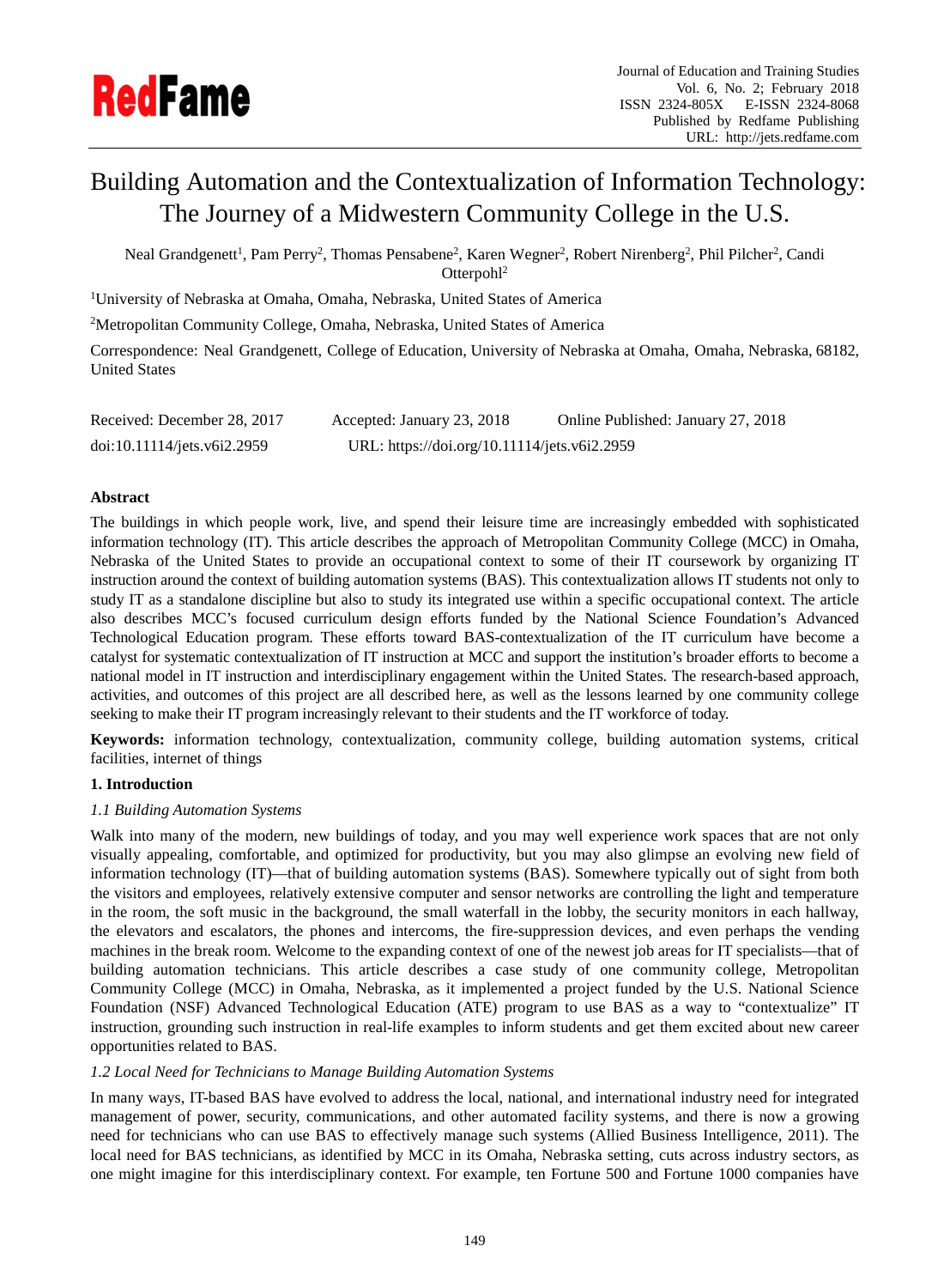# Building Automation and the Contextualization of Information Technology: The Journey of a Midwestern Community College in the U.S.

Neal Grandgenett[1], Pam Perry[2], Thomas Pensabene[2], Karen Wegner[2], Robert Nirenberg[2], Phil Pilcher[2], Candi Otterpohl[2]

[1]University of Nebraska at Omaha, Omaha, Nebraska, United States of America

[2]Metropolitan Community College, Omaha, Nebraska, United States of America

Correspondence: Neal Grandgenett, College of Education, University of Nebraska at Omaha, Omaha, Nebraska, 68182, United States

Received: December 28, 2017 Accepted: January 23, 2018 Online Published: January 27, 2018

doi:10.11114/jets.v6i2.2959 URL: https://doi.org/10.11114/jets.v6i2.2959

## Abstract

The buildings in which people work, live, and spend their leisure time are increasingly embedded with sophisticated information technology (IT). This article describes the approach of Metropolitan Community College (MCC) in Omaha, Nebraska of the United States to provide an occupational context to some of their IT coursework by organizing IT instruction around the context of building automation systems (BAS). This contextualization allows IT students not only to study IT as a standalone discipline but also to study its integrated use within a specific occupational context. The article also describes MCC's focused curriculum design efforts funded by the National Science Foundation's Advanced Technological Education program. These efforts toward BAS-contextualization of the IT curriculum have become a catalyst for systematic contextualization of IT instruction at MCC and support the institution's broader efforts to become a national model in IT instruction and interdisciplinary engagement within the United States. The research-based approach, activities, and outcomes of this project are all described here, as well as the lessons learned by one community college seeking to make their IT program increasingly relevant to their students and the IT workforce of today.

**Keywords:** information technology, contextualization, community college, building automation systems, critical facilities, internet of things

## 1. Introduction

### *1.1 Building Automation Systems*

Walk into many of the modern, new buildings of today, and you may well experience work spaces that are not only visually appealing, comfortable, and optimized for productivity, but you may also glimpse an evolving new field of information technology (IT)—that of building automation systems (BAS). Somewhere typically out of sight from both the visitors and employees, relatively extensive computer and sensor networks are controlling the light and temperature in the room, the soft music in the background, the small waterfall in the lobby, the security monitors in each hallway, the elevators and escalators, the phones and intercoms, the fire-suppression devices, and even perhaps the vending machines in the break room. Welcome to the expanding context of one of the newest job areas for IT specialists—that of building automation technicians. This article describes a case study of one community college, Metropolitan Community College (MCC) in Omaha, Nebraska, as it implemented a project funded by the U.S. National Science Foundation (NSF) Advanced Technological Education (ATE) program to use BAS as a way to "contextualize" IT instruction, grounding such instruction in real-life examples to inform students and get them excited about new career opportunities related to BAS.

### *1.2 Local Need for Technicians to Manage Building Automation Systems*

In many ways, IT-based BAS have evolved to address the local, national, and international industry need for integrated management of power, security, communications, and other automated facility systems, and there is now a growing need for technicians who can use BAS to effectively manage such systems (Allied Business Intelligence, 2011). The local need for BAS technicians, as identified by MCC in its Omaha, Nebraska setting, cuts across industry sectors, as one might imagine for this interdisciplinary context. For example, ten Fortune 500 and Fortune 1000 companies have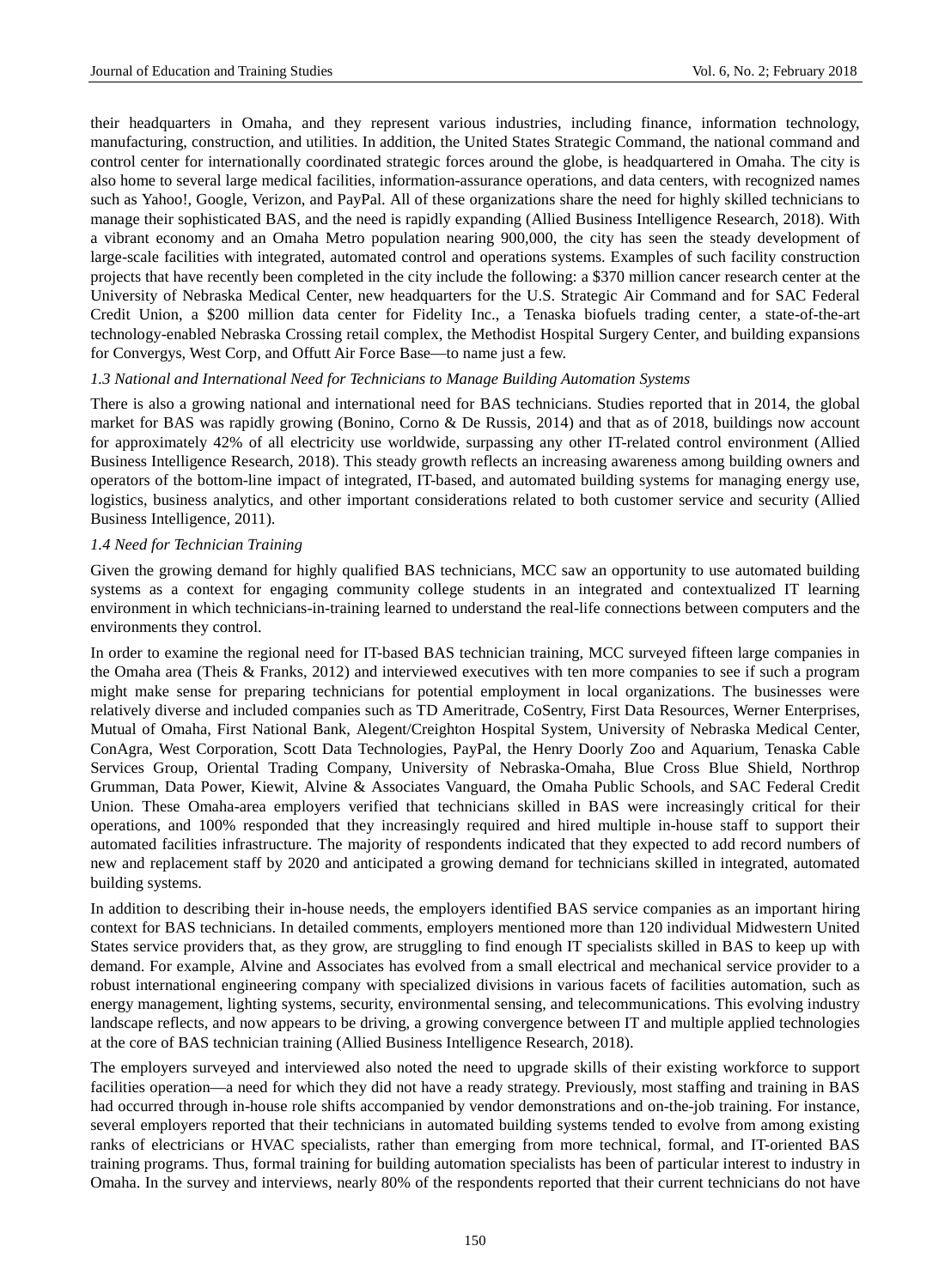their headquarters in Omaha, and they represent various industries, including finance, information technology, manufacturing, construction, and utilities. In addition, the United States Strategic Command, the national command and control center for internationally coordinated strategic forces around the globe, is headquartered in Omaha. The city is also home to several large medical facilities, information-assurance operations, and data centers, with recognized names such as Yahoo!, Google, Verizon, and PayPal. All of these organizations share the need for highly skilled technicians to manage their sophisticated BAS, and the need is rapidly expanding (Allied Business Intelligence Research, 2018). With a vibrant economy and an Omaha Metro population nearing 900,000, the city has seen the steady development of large-scale facilities with integrated, automated control and operations systems. Examples of such facility construction projects that have recently been completed in the city include the following: a $370 million cancer research center at the University of Nebraska Medical Center, new headquarters for the U.S. Strategic Air Command and for SAC Federal Credit Union, a $200 million data center for Fidelity Inc., a Tenaska biofuels trading center, a state-of-the-art technology-enabled Nebraska Crossing retail complex, the Methodist Hospital Surgery Center, and building expansions for Convergys, West Corp, and Offutt Air Force Base—to name just a few.

### *1.3 National and International Need for Technicians to Manage Building Automation Systems*

There is also a growing national and international need for BAS technicians. Studies reported that in 2014, the global market for BAS was rapidly growing (Bonino, Corno & De Russis, 2014) and that as of 2018, buildings now account for approximately 42% of all electricity use worldwide, surpassing any other IT-related control environment (Allied Business Intelligence Research, 2018). This steady growth reflects an increasing awareness among building owners and operators of the bottom-line impact of integrated, IT-based, and automated building systems for managing energy use, logistics, business analytics, and other important considerations related to both customer service and security (Allied Business Intelligence, 2011).

### *1.4 Need for Technician Training*

Given the growing demand for highly qualified BAS technicians, MCC saw an opportunity to use automated building systems as a context for engaging community college students in an integrated and contextualized IT learning environment in which technicians-in-training learned to understand the real-life connections between computers and the environments they control.

In order to examine the regional need for IT-based BAS technician training, MCC surveyed fifteen large companies in the Omaha area (Theis & Franks, 2012) and interviewed executives with ten more companies to see if such a program might make sense for preparing technicians for potential employment in local organizations. The businesses were relatively diverse and included companies such as TD Ameritrade, CoSentry, First Data Resources, Werner Enterprises, Mutual of Omaha, First National Bank, Alegent/Creighton Hospital System, University of Nebraska Medical Center, ConAgra, West Corporation, Scott Data Technologies, PayPal, the Henry Doorly Zoo and Aquarium, Tenaska Cable Services Group, Oriental Trading Company, University of Nebraska-Omaha, Blue Cross Blue Shield, Northrop Grumman, Data Power, Kiewit, Alvine & Associates Vanguard, the Omaha Public Schools, and SAC Federal Credit Union. These Omaha-area employers verified that technicians skilled in BAS were increasingly critical for their operations, and 100% responded that they increasingly required and hired multiple in-house staff to support their automated facilities infrastructure. The majority of respondents indicated that they expected to add record numbers of new and replacement staff by 2020 and anticipated a growing demand for technicians skilled in integrated, automated building systems.

In addition to describing their in-house needs, the employers identified BAS service companies as an important hiring context for BAS technicians. In detailed comments, employers mentioned more than 120 individual Midwestern United States service providers that, as they grow, are struggling to find enough IT specialists skilled in BAS to keep up with demand. For example, Alvine and Associates has evolved from a small electrical and mechanical service provider to a robust international engineering company with specialized divisions in various facets of facilities automation, such as energy management, lighting systems, security, environmental sensing, and telecommunications. This evolving industry landscape reflects, and now appears to be driving, a growing convergence between IT and multiple applied technologies at the core of BAS technician training (Allied Business Intelligence Research, 2018).

The employers surveyed and interviewed also noted the need to upgrade skills of their existing workforce to support facilities operation—a need for which they did not have a ready strategy. Previously, most staffing and training in BAS had occurred through in-house role shifts accompanied by vendor demonstrations and on-the-job training. For instance, several employers reported that their technicians in automated building systems tended to evolve from among existing ranks of electricians or HVAC specialists, rather than emerging from more technical, formal, and IT-oriented BAS training programs. Thus, formal training for building automation specialists has been of particular interest to industry in Omaha. In the survey and interviews, nearly 80% of the respondents reported that their current technicians do not have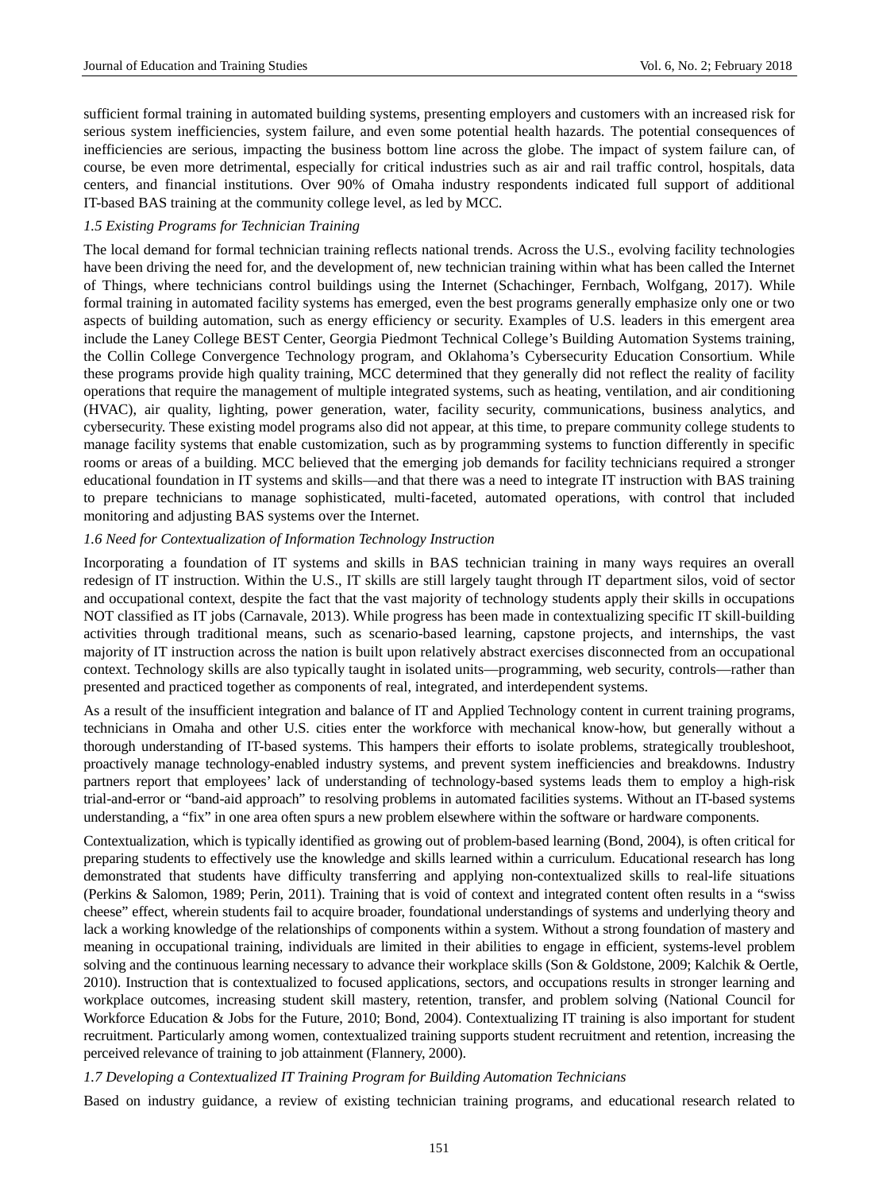sufficient formal training in automated building systems, presenting employers and customers with an increased risk for serious system inefficiencies, system failure, and even some potential health hazards. The potential consequences of inefficiencies are serious, impacting the business bottom line across the globe. The impact of system failure can, of course, be even more detrimental, especially for critical industries such as air and rail traffic control, hospitals, data centers, and financial institutions. Over 90% of Omaha industry respondents indicated full support of additional IT-based BAS training at the community college level, as led by MCC.

### *1.5 Existing Programs for Technician Training*

The local demand for formal technician training reflects national trends. Across the U.S., evolving facility technologies have been driving the need for, and the development of, new technician training within what has been called the Internet of Things, where technicians control buildings using the Internet (Schachinger, Fernbach, Wolfgang, 2017). While formal training in automated facility systems has emerged, even the best programs generally emphasize only one or two aspects of building automation, such as energy efficiency or security. Examples of U.S. leaders in this emergent area include the Laney College BEST Center, Georgia Piedmont Technical College's Building Automation Systems training, the Collin College Convergence Technology program, and Oklahoma's Cybersecurity Education Consortium. While these programs provide high quality training, MCC determined that they generally did not reflect the reality of facility operations that require the management of multiple integrated systems, such as heating, ventilation, and air conditioning (HVAC), air quality, lighting, power generation, water, facility security, communications, business analytics, and cybersecurity. These existing model programs also did not appear, at this time, to prepare community college students to manage facility systems that enable customization, such as by programming systems to function differently in specific rooms or areas of a building. MCC believed that the emerging job demands for facility technicians required a stronger educational foundation in IT systems and skills—and that there was a need to integrate IT instruction with BAS training to prepare technicians to manage sophisticated, multi-faceted, automated operations, with control that included monitoring and adjusting BAS systems over the Internet.

### *1.6 Need for Contextualization of Information Technology Instruction*

Incorporating a foundation of IT systems and skills in BAS technician training in many ways requires an overall redesign of IT instruction. Within the U.S., IT skills are still largely taught through IT department silos, void of sector and occupational context, despite the fact that the vast majority of technology students apply their skills in occupations NOT classified as IT jobs (Carnavale, 2013). While progress has been made in contextualizing specific IT skill-building activities through traditional means, such as scenario-based learning, capstone projects, and internships, the vast majority of IT instruction across the nation is built upon relatively abstract exercises disconnected from an occupational context. Technology skills are also typically taught in isolated units—programming, web security, controls—rather than presented and practiced together as components of real, integrated, and interdependent systems.

As a result of the insufficient integration and balance of IT and Applied Technology content in current training programs, technicians in Omaha and other U.S. cities enter the workforce with mechanical know-how, but generally without a thorough understanding of IT-based systems. This hampers their efforts to isolate problems, strategically troubleshoot, proactively manage technology-enabled industry systems, and prevent system inefficiencies and breakdowns. Industry partners report that employees' lack of understanding of technology-based systems leads them to employ a high-risk trial-and-error or "band-aid approach" to resolving problems in automated facilities systems. Without an IT-based systems understanding, a "fix" in one area often spurs a new problem elsewhere within the software or hardware components.

Contextualization, which is typically identified as growing out of problem-based learning (Bond, 2004), is often critical for preparing students to effectively use the knowledge and skills learned within a curriculum. Educational research has long demonstrated that students have difficulty transferring and applying non-contextualized skills to real-life situations (Perkins & Salomon, 1989; Perin, 2011). Training that is void of context and integrated content often results in a "swiss cheese" effect, wherein students fail to acquire broader, foundational understandings of systems and underlying theory and lack a working knowledge of the relationships of components within a system. Without a strong foundation of mastery and meaning in occupational training, individuals are limited in their abilities to engage in efficient, systems-level problem solving and the continuous learning necessary to advance their workplace skills (Son & Goldstone, 2009; Kalchik & Oertle, 2010). Instruction that is contextualized to focused applications, sectors, and occupations results in stronger learning and workplace outcomes, increasing student skill mastery, retention, transfer, and problem solving (National Council for Workforce Education & Jobs for the Future, 2010; Bond, 2004). Contextualizing IT training is also important for student recruitment. Particularly among women, contextualized training supports student recruitment and retention, increasing the perceived relevance of training to job attainment (Flannery, 2000).

### *1.7 Developing a Contextualized IT Training Program for Building Automation Technicians*

Based on industry guidance, a review of existing technician training programs, and educational research related to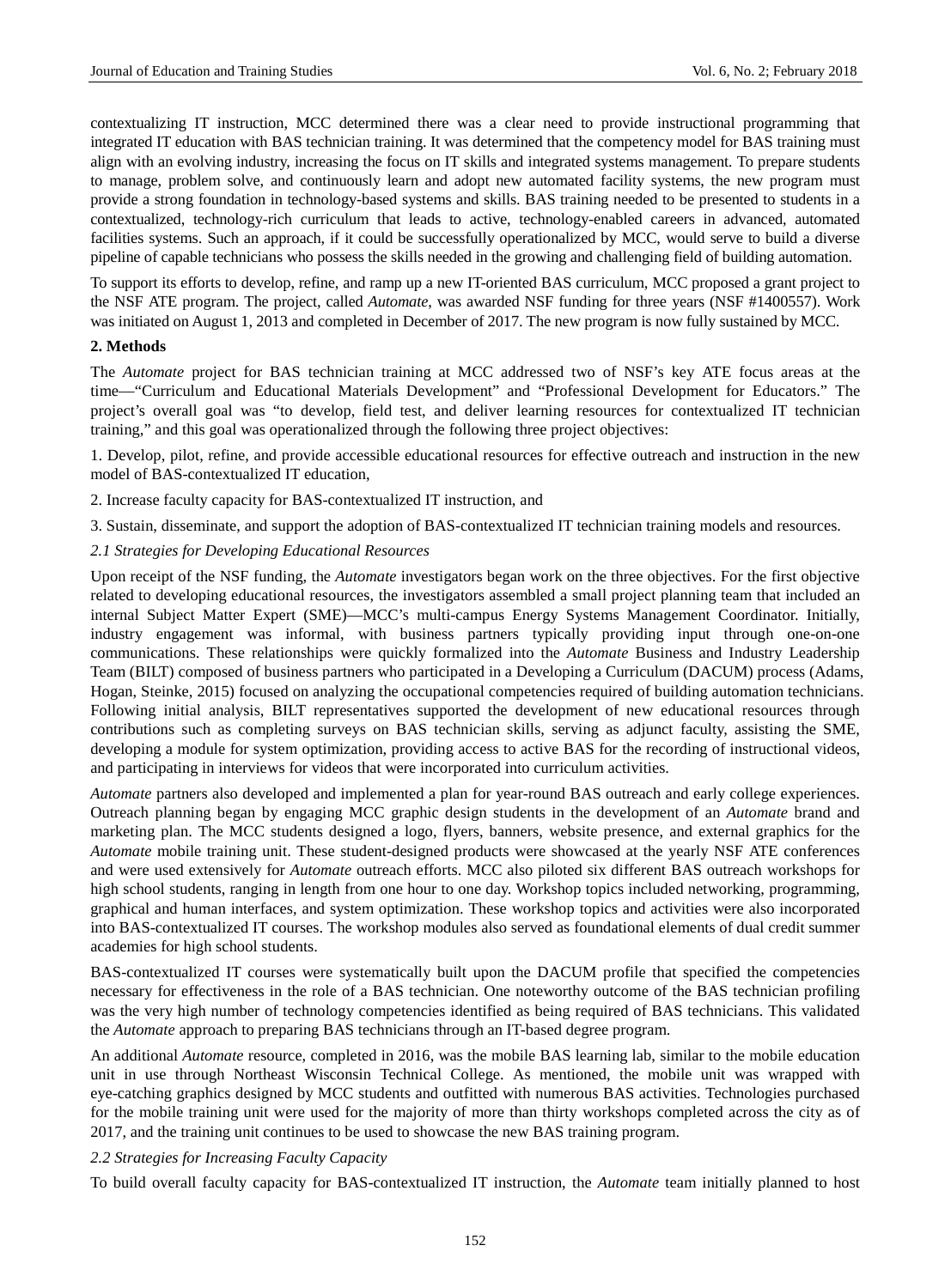contextualizing IT instruction, MCC determined there was a clear need to provide instructional programming that integrated IT education with BAS technician training. It was determined that the competency model for BAS training must align with an evolving industry, increasing the focus on IT skills and integrated systems management. To prepare students to manage, problem solve, and continuously learn and adopt new automated facility systems, the new program must provide a strong foundation in technology-based systems and skills. BAS training needed to be presented to students in a contextualized, technology-rich curriculum that leads to active, technology-enabled careers in advanced, automated facilities systems. Such an approach, if it could be successfully operationalized by MCC, would serve to build a diverse pipeline of capable technicians who possess the skills needed in the growing and challenging field of building automation.

To support its efforts to develop, refine, and ramp up a new IT-oriented BAS curriculum, MCC proposed a grant project to the NSF ATE program. The project, called *Automate*, was awarded NSF funding for three years (NSF #1400557). Work was initiated on August 1, 2013 and completed in December of 2017. The new program is now fully sustained by MCC.

## 2. Methods

The *Automate* project for BAS technician training at MCC addressed two of NSF's key ATE focus areas at the time—"Curriculum and Educational Materials Development" and "Professional Development for Educators." The project's overall goal was "to develop, field test, and deliver learning resources for contextualized IT technician training," and this goal was operationalized through the following three project objectives:

1. Develop, pilot, refine, and provide accessible educational resources for effective outreach and instruction in the new model of BAS-contextualized IT education,
2. Increase faculty capacity for BAS-contextualized IT instruction, and
3. Sustain, disseminate, and support the adoption of BAS-contextualized IT technician training models and resources.

### *2.1 Strategies for Developing Educational Resources*

Upon receipt of the NSF funding, the *Automate* investigators began work on the three objectives. For the first objective related to developing educational resources, the investigators assembled a small project planning team that included an internal Subject Matter Expert (SME)—MCC's multi-campus Energy Systems Management Coordinator. Initially, industry engagement was informal, with business partners typically providing input through one-on-one communications. These relationships were quickly formalized into the *Automate* Business and Industry Leadership Team (BILT) composed of business partners who participated in a Developing a Curriculum (DACUM) process (Adams, Hogan, Steinke, 2015) focused on analyzing the occupational competencies required of building automation technicians. Following initial analysis, BILT representatives supported the development of new educational resources through contributions such as completing surveys on BAS technician skills, serving as adjunct faculty, assisting the SME, developing a module for system optimization, providing access to active BAS for the recording of instructional videos, and participating in interviews for videos that were incorporated into curriculum activities.

*Automate* partners also developed and implemented a plan for year-round BAS outreach and early college experiences. Outreach planning began by engaging MCC graphic design students in the development of an *Automate* brand and marketing plan. The MCC students designed a logo, flyers, banners, website presence, and external graphics for the *Automate* mobile training unit. These student-designed products were showcased at the yearly NSF ATE conferences and were used extensively for *Automate* outreach efforts. MCC also piloted six different BAS outreach workshops for high school students, ranging in length from one hour to one day. Workshop topics included networking, programming, graphical and human interfaces, and system optimization. These workshop topics and activities were also incorporated into BAS-contextualized IT courses. The workshop modules also served as foundational elements of dual credit summer academies for high school students.

BAS-contextualized IT courses were systematically built upon the DACUM profile that specified the competencies necessary for effectiveness in the role of a BAS technician. One noteworthy outcome of the BAS technician profiling was the very high number of technology competencies identified as being required of BAS technicians. This validated the *Automate* approach to preparing BAS technicians through an IT-based degree program.

An additional *Automate* resource, completed in 2016, was the mobile BAS learning lab, similar to the mobile education unit in use through Northeast Wisconsin Technical College. As mentioned, the mobile unit was wrapped with eye-catching graphics designed by MCC students and outfitted with numerous BAS activities. Technologies purchased for the mobile training unit were used for the majority of more than thirty workshops completed across the city as of 2017, and the training unit continues to be used to showcase the new BAS training program.

### *2.2 Strategies for Increasing Faculty Capacity*

To build overall faculty capacity for BAS-contextualized IT instruction, the *Automate* team initially planned to host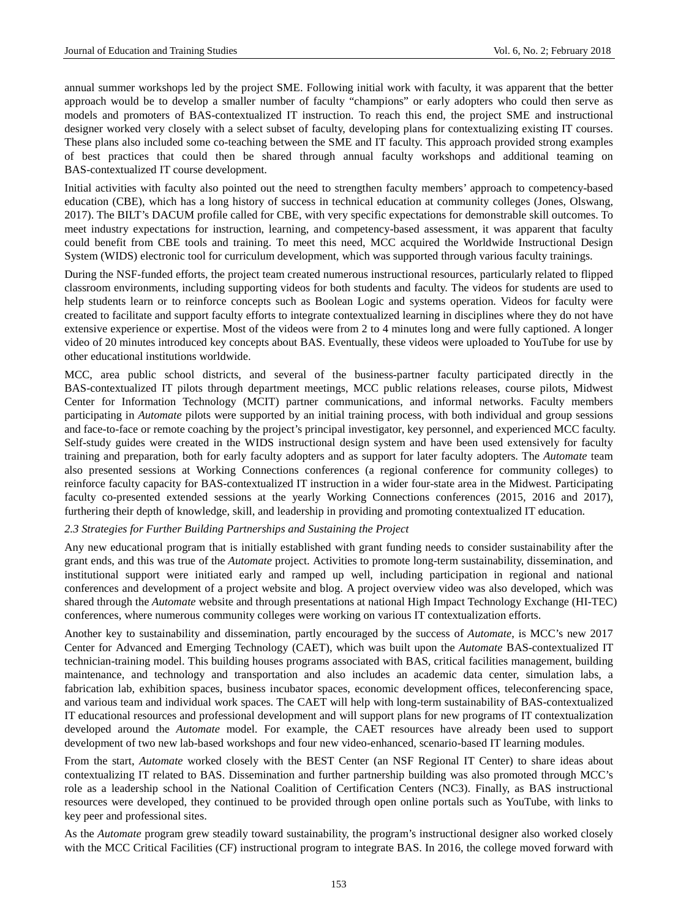annual summer workshops led by the project SME. Following initial work with faculty, it was apparent that the better approach would be to develop a smaller number of faculty "champions" or early adopters who could then serve as models and promoters of BAS-contextualized IT instruction. To reach this end, the project SME and instructional designer worked very closely with a select subset of faculty, developing plans for contextualizing existing IT courses. These plans also included some co-teaching between the SME and IT faculty. This approach provided strong examples of best practices that could then be shared through annual faculty workshops and additional teaming on BAS-contextualized IT course development.

Initial activities with faculty also pointed out the need to strengthen faculty members' approach to competency-based education (CBE), which has a long history of success in technical education at community colleges (Jones, Olswang, 2017). The BILT's DACUM profile called for CBE, with very specific expectations for demonstrable skill outcomes. To meet industry expectations for instruction, learning, and competency-based assessment, it was apparent that faculty could benefit from CBE tools and training. To meet this need, MCC acquired the Worldwide Instructional Design System (WIDS) electronic tool for curriculum development, which was supported through various faculty trainings.

During the NSF-funded efforts, the project team created numerous instructional resources, particularly related to flipped classroom environments, including supporting videos for both students and faculty. The videos for students are used to help students learn or to reinforce concepts such as Boolean Logic and systems operation. Videos for faculty were created to facilitate and support faculty efforts to integrate contextualized learning in disciplines where they do not have extensive experience or expertise. Most of the videos were from 2 to 4 minutes long and were fully captioned. A longer video of 20 minutes introduced key concepts about BAS. Eventually, these videos were uploaded to YouTube for use by other educational institutions worldwide.

MCC, area public school districts, and several of the business-partner faculty participated directly in the BAS-contextualized IT pilots through department meetings, MCC public relations releases, course pilots, Midwest Center for Information Technology (MCIT) partner communications, and informal networks. Faculty members participating in *Automate* pilots were supported by an initial training process, with both individual and group sessions and face-to-face or remote coaching by the project's principal investigator, key personnel, and experienced MCC faculty. Self-study guides were created in the WIDS instructional design system and have been used extensively for faculty training and preparation, both for early faculty adopters and as support for later faculty adopters. The *Automate* team also presented sessions at Working Connections conferences (a regional conference for community colleges) to reinforce faculty capacity for BAS-contextualized IT instruction in a wider four-state area in the Midwest. Participating faculty co-presented extended sessions at the yearly Working Connections conferences (2015, 2016 and 2017), furthering their depth of knowledge, skill, and leadership in providing and promoting contextualized IT education.

*2.3 Strategies for Further Building Partnerships and Sustaining the Project*

Any new educational program that is initially established with grant funding needs to consider sustainability after the grant ends, and this was true of the *Automate* project. Activities to promote long-term sustainability, dissemination, and institutional support were initiated early and ramped up well, including participation in regional and national conferences and development of a project website and blog. A project overview video was also developed, which was shared through the *Automate* website and through presentations at national High Impact Technology Exchange (HI-TEC) conferences, where numerous community colleges were working on various IT contextualization efforts.

Another key to sustainability and dissemination, partly encouraged by the success of *Automate*, is MCC's new 2017 Center for Advanced and Emerging Technology (CAET), which was built upon the *Automate* BAS-contextualized IT technician-training model. This building houses programs associated with BAS, critical facilities management, building maintenance, and technology and transportation and also includes an academic data center, simulation labs, a fabrication lab, exhibition spaces, business incubator spaces, economic development offices, teleconferencing space, and various team and individual work spaces. The CAET will help with long-term sustainability of BAS-contextualized IT educational resources and professional development and will support plans for new programs of IT contextualization developed around the *Automate* model. For example, the CAET resources have already been used to support development of two new lab-based workshops and four new video-enhanced, scenario-based IT learning modules.

From the start, *Automate* worked closely with the BEST Center (an NSF Regional IT Center) to share ideas about contextualizing IT related to BAS. Dissemination and further partnership building was also promoted through MCC's role as a leadership school in the National Coalition of Certification Centers (NC3). Finally, as BAS instructional resources were developed, they continued to be provided through open online portals such as YouTube, with links to key peer and professional sites.

As the *Automate* program grew steadily toward sustainability, the program's instructional designer also worked closely with the MCC Critical Facilities (CF) instructional program to integrate BAS. In 2016, the college moved forward with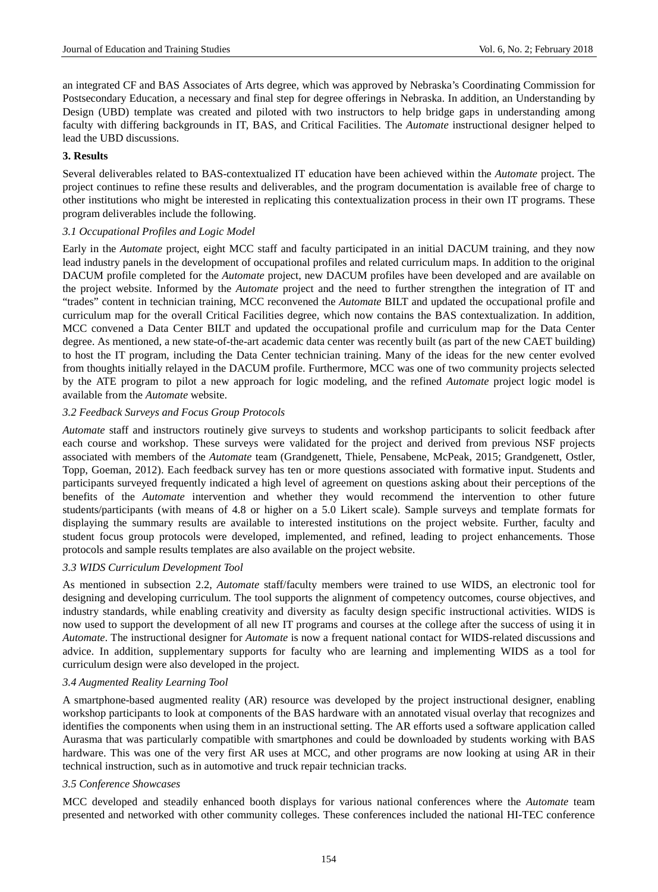an integrated CF and BAS Associates of Arts degree, which was approved by Nebraska's Coordinating Commission for Postsecondary Education, a necessary and final step for degree offerings in Nebraska. In addition, an Understanding by Design (UBD) template was created and piloted with two instructors to help bridge gaps in understanding among faculty with differing backgrounds in IT, BAS, and Critical Facilities. The *Automate* instructional designer helped to lead the UBD discussions.

## 3. Results

Several deliverables related to BAS-contextualized IT education have been achieved within the *Automate* project. The project continues to refine these results and deliverables, and the program documentation is available free of charge to other institutions who might be interested in replicating this contextualization process in their own IT programs. These program deliverables include the following.

### *3.1 Occupational Profiles and Logic Model*

Early in the *Automate* project, eight MCC staff and faculty participated in an initial DACUM training, and they now lead industry panels in the development of occupational profiles and related curriculum maps. In addition to the original DACUM profile completed for the *Automate* project, new DACUM profiles have been developed and are available on the project website. Informed by the *Automate* project and the need to further strengthen the integration of IT and "trades" content in technician training, MCC reconvened the *Automate* BILT and updated the occupational profile and curriculum map for the overall Critical Facilities degree, which now contains the BAS contextualization. In addition, MCC convened a Data Center BILT and updated the occupational profile and curriculum map for the Data Center degree. As mentioned, a new state-of-the-art academic data center was recently built (as part of the new CAET building) to host the IT program, including the Data Center technician training. Many of the ideas for the new center evolved from thoughts initially relayed in the DACUM profile. Furthermore, MCC was one of two community projects selected by the ATE program to pilot a new approach for logic modeling, and the refined *Automate* project logic model is available from the *Automate* website.

### *3.2 Feedback Surveys and Focus Group Protocols*

*Automate* staff and instructors routinely give surveys to students and workshop participants to solicit feedback after each course and workshop. These surveys were validated for the project and derived from previous NSF projects associated with members of the *Automate* team (Grandgenett, Thiele, Pensabene, McPeak, 2015; Grandgenett, Ostler, Topp, Goeman, 2012). Each feedback survey has ten or more questions associated with formative input. Students and participants surveyed frequently indicated a high level of agreement on questions asking about their perceptions of the benefits of the *Automate* intervention and whether they would recommend the intervention to other future students/participants (with means of 4.8 or higher on a 5.0 Likert scale). Sample surveys and template formats for displaying the summary results are available to interested institutions on the project website. Further, faculty and student focus group protocols were developed, implemented, and refined, leading to project enhancements. Those protocols and sample results templates are also available on the project website.

### *3.3 WIDS Curriculum Development Tool*

As mentioned in subsection 2.2, *Automate* staff/faculty members were trained to use WIDS, an electronic tool for designing and developing curriculum. The tool supports the alignment of competency outcomes, course objectives, and industry standards, while enabling creativity and diversity as faculty design specific instructional activities. WIDS is now used to support the development of all new IT programs and courses at the college after the success of using it in *Automate*. The instructional designer for *Automate* is now a frequent national contact for WIDS-related discussions and advice. In addition, supplementary supports for faculty who are learning and implementing WIDS as a tool for curriculum design were also developed in the project.

### *3.4 Augmented Reality Learning Tool*

A smartphone-based augmented reality (AR) resource was developed by the project instructional designer, enabling workshop participants to look at components of the BAS hardware with an annotated visual overlay that recognizes and identifies the components when using them in an instructional setting. The AR efforts used a software application called Aurasma that was particularly compatible with smartphones and could be downloaded by students working with BAS hardware. This was one of the very first AR uses at MCC, and other programs are now looking at using AR in their technical instruction, such as in automotive and truck repair technician tracks.

### *3.5 Conference Showcases*

MCC developed and steadily enhanced booth displays for various national conferences where the *Automate* team presented and networked with other community colleges. These conferences included the national HI-TEC conference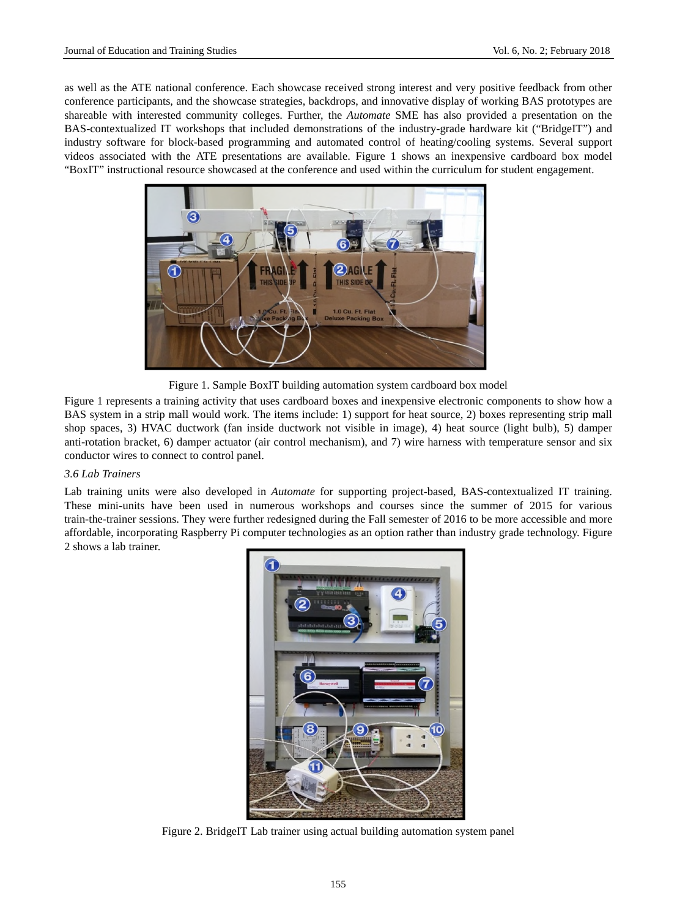as well as the ATE national conference. Each showcase received strong interest and very positive feedback from other conference participants, and the showcase strategies, backdrops, and innovative display of working BAS prototypes are shareable with interested community colleges. Further, the *Automate* SME has also provided a presentation on the BAS-contextualized IT workshops that included demonstrations of the industry-grade hardware kit ("BridgeIT") and industry software for block-based programming and automated control of heating/cooling systems. Several support videos associated with the ATE presentations are available. Figure 1 shows an inexpensive cardboard box model "BoxIT" instructional resource showcased at the conference and used within the curriculum for student engagement.

Figure 1. Sample BoxIT building automation system cardboard box model

Figure 1 represents a training activity that uses cardboard boxes and inexpensive electronic components to show how a BAS system in a strip mall would work. The items include: 1) support for heat source, 2) boxes representing strip mall shop spaces, 3) HVAC ductwork (fan inside ductwork not visible in image), 4) heat source (light bulb), 5) damper anti-rotation bracket, 6) damper actuator (air control mechanism), and 7) wire harness with temperature sensor and six conductor wires to connect to control panel.

### *3.6 Lab Trainers*

Lab training units were also developed in *Automate* for supporting project-based, BAS-contextualized IT training. These mini-units have been used in numerous workshops and courses since the summer of 2015 for various train-the-trainer sessions. They were further redesigned during the Fall semester of 2016 to be more accessible and more affordable, incorporating Raspberry Pi computer technologies as an option rather than industry grade technology. Figure 2 shows a lab trainer.

Figure 2. BridgeIT Lab trainer using actual building automation system panel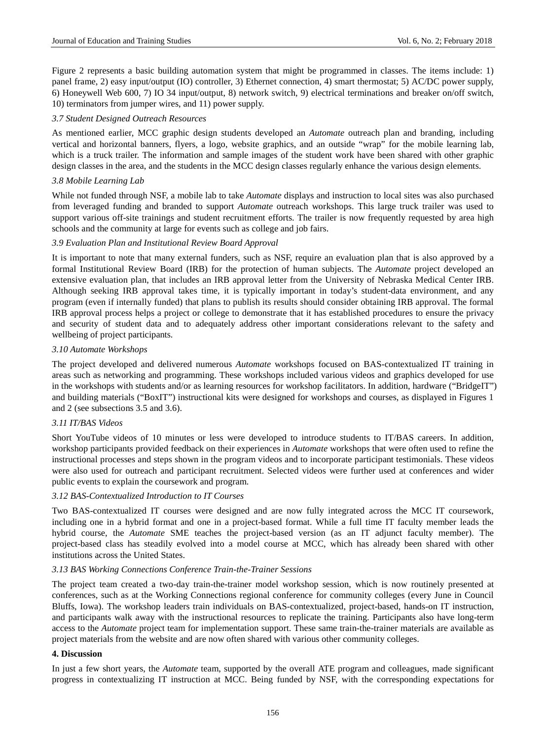Figure 2 represents a basic building automation system that might be programmed in classes. The items include: 1) panel frame, 2) easy input/output (IO) controller, 3) Ethernet connection, 4) smart thermostat; 5) AC/DC power supply, 6) Honeywell Web 600, 7) IO 34 input/output, 8) network switch, 9) electrical terminations and breaker on/off switch, 10) terminators from jumper wires, and 11) power supply.

### *3.7 Student Designed Outreach Resources*

As mentioned earlier, MCC graphic design students developed an *Automate* outreach plan and branding, including vertical and horizontal banners, flyers, a logo, website graphics, and an outside "wrap" for the mobile learning lab, which is a truck trailer. The information and sample images of the student work have been shared with other graphic design classes in the area, and the students in the MCC design classes regularly enhance the various design elements.

### *3.8 Mobile Learning Lab*

While not funded through NSF, a mobile lab to take *Automate* displays and instruction to local sites was also purchased from leveraged funding and branded to support *Automate* outreach workshops. This large truck trailer was used to support various off-site trainings and student recruitment efforts. The trailer is now frequently requested by area high schools and the community at large for events such as college and job fairs.

### *3.9 Evaluation Plan and Institutional Review Board Approval*

It is important to note that many external funders, such as NSF, require an evaluation plan that is also approved by a formal Institutional Review Board (IRB) for the protection of human subjects. The *Automate* project developed an extensive evaluation plan, that includes an IRB approval letter from the University of Nebraska Medical Center IRB. Although seeking IRB approval takes time, it is typically important in today's student-data environment, and any program (even if internally funded) that plans to publish its results should consider obtaining IRB approval. The formal IRB approval process helps a project or college to demonstrate that it has established procedures to ensure the privacy and security of student data and to adequately address other important considerations relevant to the safety and wellbeing of project participants.

### *3.10 Automate Workshops*

The project developed and delivered numerous *Automate* workshops focused on BAS-contextualized IT training in areas such as networking and programming. These workshops included various videos and graphics developed for use in the workshops with students and/or as learning resources for workshop facilitators. In addition, hardware ("BridgeIT") and building materials ("BoxIT") instructional kits were designed for workshops and courses, as displayed in Figures 1 and 2 (see subsections 3.5 and 3.6).

### *3.11 IT/BAS Videos*

Short YouTube videos of 10 minutes or less were developed to introduce students to IT/BAS careers. In addition, workshop participants provided feedback on their experiences in *Automate* workshops that were often used to refine the instructional processes and steps shown in the program videos and to incorporate participant testimonials. These videos were also used for outreach and participant recruitment. Selected videos were further used at conferences and wider public events to explain the coursework and program.

### *3.12 BAS-Contextualized Introduction to IT Courses*

Two BAS-contextualized IT courses were designed and are now fully integrated across the MCC IT coursework, including one in a hybrid format and one in a project-based format. While a full time IT faculty member leads the hybrid course, the *Automate* SME teaches the project-based version (as an IT adjunct faculty member). The project-based class has steadily evolved into a model course at MCC, which has already been shared with other institutions across the United States.

### *3.13 BAS Working Connections Conference Train-the-Trainer Sessions*

The project team created a two-day train-the-trainer model workshop session, which is now routinely presented at conferences, such as at the Working Connections regional conference for community colleges (every June in Council Bluffs, Iowa). The workshop leaders train individuals on BAS-contextualized, project-based, hands-on IT instruction, and participants walk away with the instructional resources to replicate the training. Participants also have long-term access to the *Automate* project team for implementation support. These same train-the-trainer materials are available as project materials from the website and are now often shared with various other community colleges.

## 4. Discussion

In just a few short years, the *Automate* team, supported by the overall ATE program and colleagues, made significant progress in contextualizing IT instruction at MCC. Being funded by NSF, with the corresponding expectations for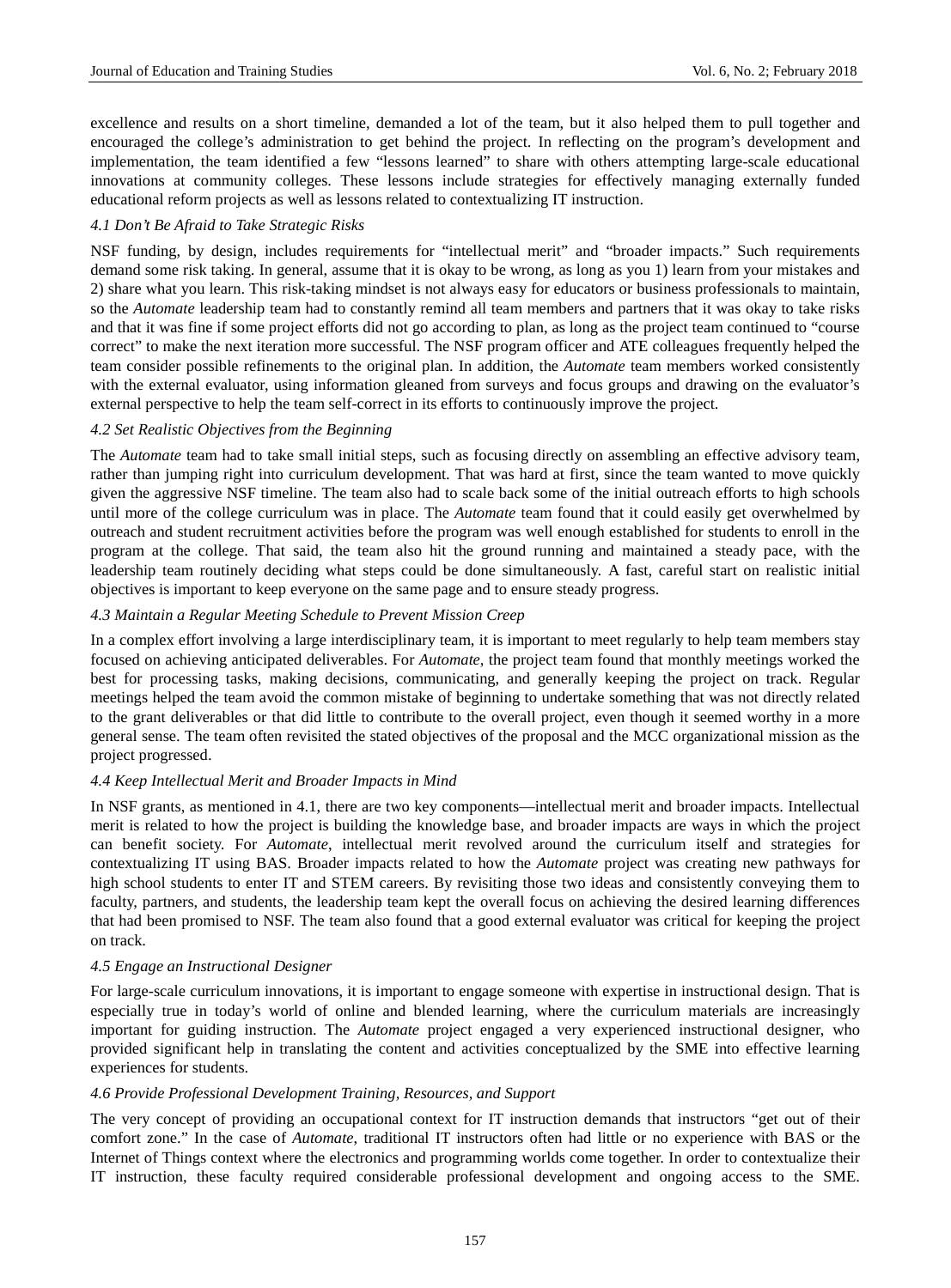excellence and results on a short timeline, demanded a lot of the team, but it also helped them to pull together and encouraged the college's administration to get behind the project. In reflecting on the program's development and implementation, the team identified a few "lessons learned" to share with others attempting large-scale educational innovations at community colleges. These lessons include strategies for effectively managing externally funded educational reform projects as well as lessons related to contextualizing IT instruction.

### *4.1 Don't Be Afraid to Take Strategic Risks*

NSF funding, by design, includes requirements for "intellectual merit" and "broader impacts." Such requirements demand some risk taking. In general, assume that it is okay to be wrong, as long as you 1) learn from your mistakes and 2) share what you learn. This risk-taking mindset is not always easy for educators or business professionals to maintain, so the *Automate* leadership team had to constantly remind all team members and partners that it was okay to take risks and that it was fine if some project efforts did not go according to plan, as long as the project team continued to "course correct" to make the next iteration more successful. The NSF program officer and ATE colleagues frequently helped the team consider possible refinements to the original plan. In addition, the *Automate* team members worked consistently with the external evaluator, using information gleaned from surveys and focus groups and drawing on the evaluator's external perspective to help the team self-correct in its efforts to continuously improve the project.

### *4.2 Set Realistic Objectives from the Beginning*

The *Automate* team had to take small initial steps, such as focusing directly on assembling an effective advisory team, rather than jumping right into curriculum development. That was hard at first, since the team wanted to move quickly given the aggressive NSF timeline. The team also had to scale back some of the initial outreach efforts to high schools until more of the college curriculum was in place. The *Automate* team found that it could easily get overwhelmed by outreach and student recruitment activities before the program was well enough established for students to enroll in the program at the college. That said, the team also hit the ground running and maintained a steady pace, with the leadership team routinely deciding what steps could be done simultaneously. A fast, careful start on realistic initial objectives is important to keep everyone on the same page and to ensure steady progress.

### *4.3 Maintain a Regular Meeting Schedule to Prevent Mission Creep*

In a complex effort involving a large interdisciplinary team, it is important to meet regularly to help team members stay focused on achieving anticipated deliverables. For *Automate*, the project team found that monthly meetings worked the best for processing tasks, making decisions, communicating, and generally keeping the project on track. Regular meetings helped the team avoid the common mistake of beginning to undertake something that was not directly related to the grant deliverables or that did little to contribute to the overall project, even though it seemed worthy in a more general sense. The team often revisited the stated objectives of the proposal and the MCC organizational mission as the project progressed.

### *4.4 Keep Intellectual Merit and Broader Impacts in Mind*

In NSF grants, as mentioned in 4.1, there are two key components—intellectual merit and broader impacts. Intellectual merit is related to how the project is building the knowledge base, and broader impacts are ways in which the project can benefit society. For *Automate*, intellectual merit revolved around the curriculum itself and strategies for contextualizing IT using BAS. Broader impacts related to how the *Automate* project was creating new pathways for high school students to enter IT and STEM careers. By revisiting those two ideas and consistently conveying them to faculty, partners, and students, the leadership team kept the overall focus on achieving the desired learning differences that had been promised to NSF. The team also found that a good external evaluator was critical for keeping the project on track.

### *4.5 Engage an Instructional Designer*

For large-scale curriculum innovations, it is important to engage someone with expertise in instructional design. That is especially true in today's world of online and blended learning, where the curriculum materials are increasingly important for guiding instruction. The *Automate* project engaged a very experienced instructional designer, who provided significant help in translating the content and activities conceptualized by the SME into effective learning experiences for students.

### *4.6 Provide Professional Development Training, Resources, and Support*

The very concept of providing an occupational context for IT instruction demands that instructors "get out of their comfort zone." In the case of *Automate*, traditional IT instructors often had little or no experience with BAS or the Internet of Things context where the electronics and programming worlds come together. In order to contextualize their IT instruction, these faculty required considerable professional development and ongoing access to the SME.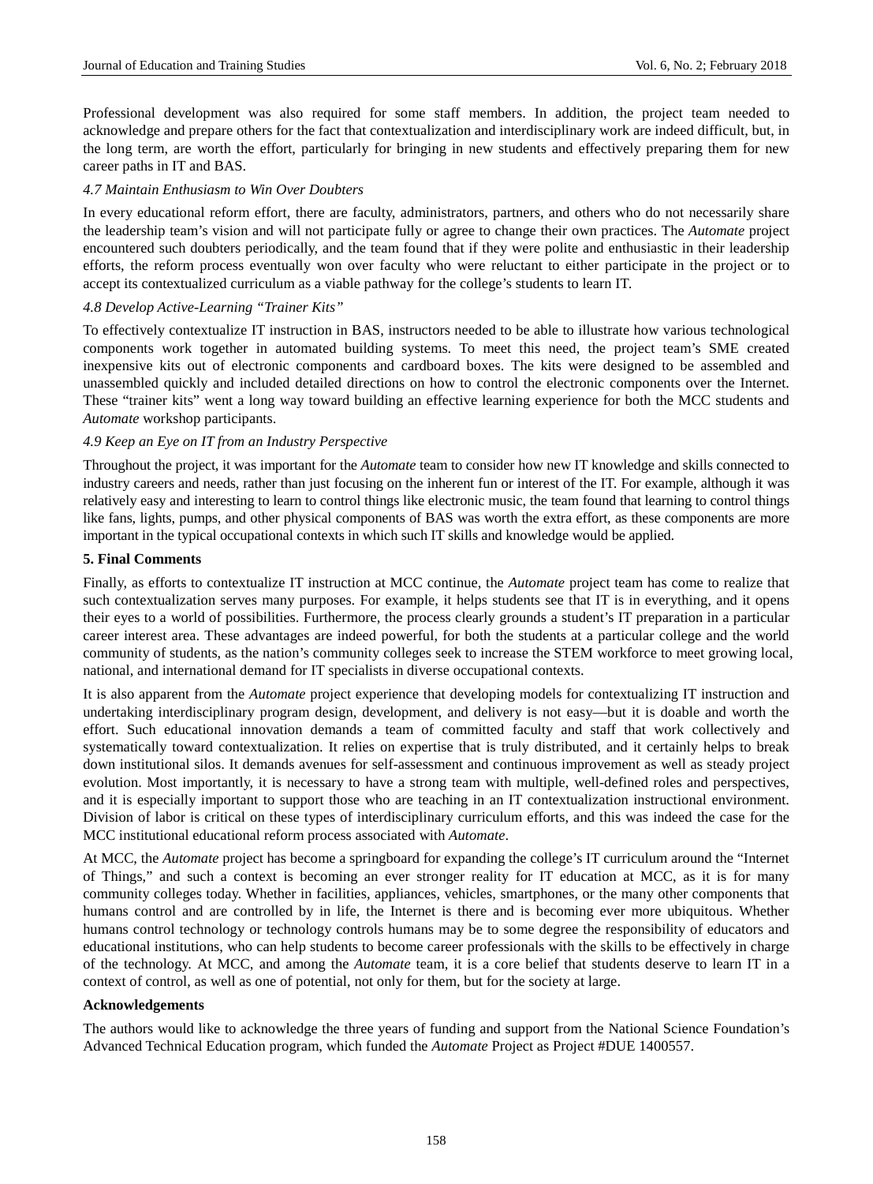Professional development was also required for some staff members. In addition, the project team needed to acknowledge and prepare others for the fact that contextualization and interdisciplinary work are indeed difficult, but, in the long term, are worth the effort, particularly for bringing in new students and effectively preparing them for new career paths in IT and BAS.

### *4.7 Maintain Enthusiasm to Win Over Doubters*

In every educational reform effort, there are faculty, administrators, partners, and others who do not necessarily share the leadership team's vision and will not participate fully or agree to change their own practices. The *Automate* project encountered such doubters periodically, and the team found that if they were polite and enthusiastic in their leadership efforts, the reform process eventually won over faculty who were reluctant to either participate in the project or to accept its contextualized curriculum as a viable pathway for the college's students to learn IT.

### *4.8 Develop Active-Learning "Trainer Kits"*

To effectively contextualize IT instruction in BAS, instructors needed to be able to illustrate how various technological components work together in automated building systems. To meet this need, the project team's SME created inexpensive kits out of electronic components and cardboard boxes. The kits were designed to be assembled and unassembled quickly and included detailed directions on how to control the electronic components over the Internet. These "trainer kits" went a long way toward building an effective learning experience for both the MCC students and *Automate* workshop participants.

### *4.9 Keep an Eye on IT from an Industry Perspective*

Throughout the project, it was important for the *Automate* team to consider how new IT knowledge and skills connected to industry careers and needs, rather than just focusing on the inherent fun or interest of the IT. For example, although it was relatively easy and interesting to learn to control things like electronic music, the team found that learning to control things like fans, lights, pumps, and other physical components of BAS was worth the extra effort, as these components are more important in the typical occupational contexts in which such IT skills and knowledge would be applied.

## **5. Final Comments**

Finally, as efforts to contextualize IT instruction at MCC continue, the *Automate* project team has come to realize that such contextualization serves many purposes. For example, it helps students see that IT is in everything, and it opens their eyes to a world of possibilities. Furthermore, the process clearly grounds a student's IT preparation in a particular career interest area. These advantages are indeed powerful, for both the students at a particular college and the world community of students, as the nation's community colleges seek to increase the STEM workforce to meet growing local, national, and international demand for IT specialists in diverse occupational contexts.

It is also apparent from the *Automate* project experience that developing models for contextualizing IT instruction and undertaking interdisciplinary program design, development, and delivery is not easy—but it is doable and worth the effort. Such educational innovation demands a team of committed faculty and staff that work collectively and systematically toward contextualization. It relies on expertise that is truly distributed, and it certainly helps to break down institutional silos. It demands avenues for self-assessment and continuous improvement as well as steady project evolution. Most importantly, it is necessary to have a strong team with multiple, well-defined roles and perspectives, and it is especially important to support those who are teaching in an IT contextualization instructional environment. Division of labor is critical on these types of interdisciplinary curriculum efforts, and this was indeed the case for the MCC institutional educational reform process associated with *Automate*.

At MCC, the *Automate* project has become a springboard for expanding the college's IT curriculum around the "Internet of Things," and such a context is becoming an ever stronger reality for IT education at MCC, as it is for many community colleges today. Whether in facilities, appliances, vehicles, smartphones, or the many other components that humans control and are controlled by in life, the Internet is there and is becoming ever more ubiquitous. Whether humans control technology or technology controls humans may be to some degree the responsibility of educators and educational institutions, who can help students to become career professionals with the skills to be effectively in charge of the technology. At MCC, and among the *Automate* team, it is a core belief that students deserve to learn IT in a context of control, as well as one of potential, not only for them, but for the society at large.

## **Acknowledgements**

The authors would like to acknowledge the three years of funding and support from the National Science Foundation's Advanced Technical Education program, which funded the *Automate* Project as Project #DUE 1400557.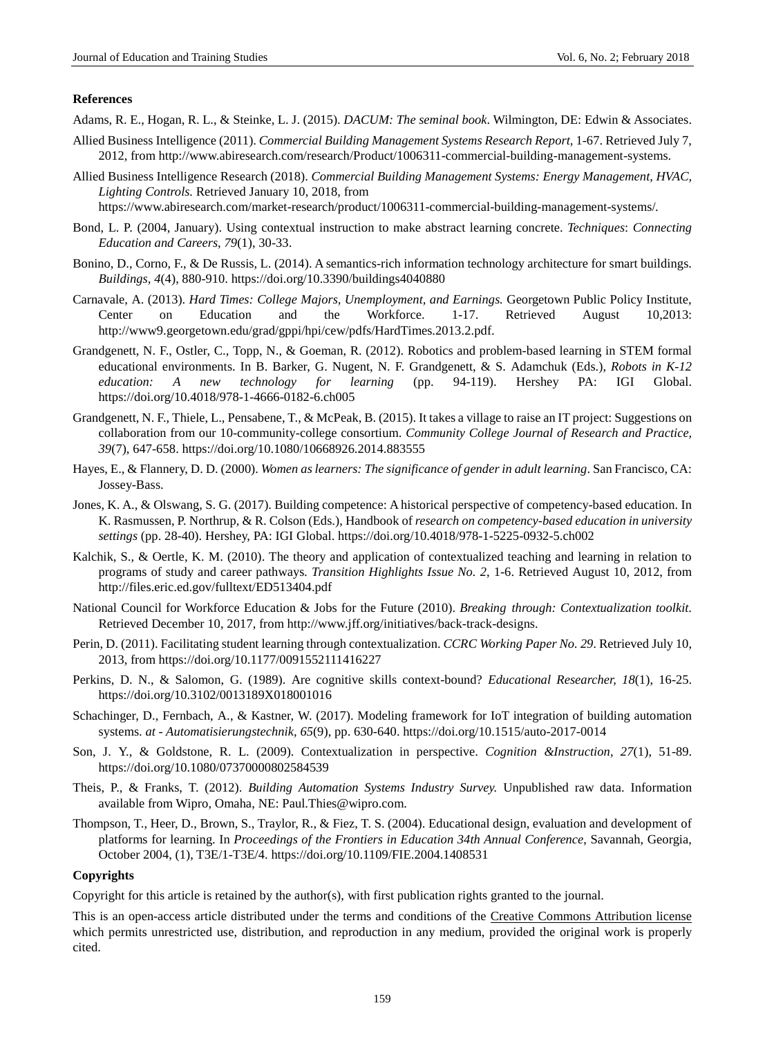**References**

Adams, R. E., Hogan, R. L., & Steinke, L. J. (2015). *DACUM: The seminal book*. Wilmington, DE: Edwin & Associates.

Allied Business Intelligence (2011). *Commercial Building Management Systems Research Report*, 1-67. Retrieved July 7, 2012, from http://www.abiresearch.com/research/Product/1006311-commercial-building-management-systems.

Allied Business Intelligence Research (2018). *Commercial Building Management Systems: Energy Management, HVAC, Lighting Controls.* Retrieved January 10, 2018, from https://www.abiresearch.com/market-research/product/1006311-commercial-building-management-systems/.

Bond, L. P. (2004, January). Using contextual instruction to make abstract learning concrete. *Techniques*: *Connecting Education and Careers*, *79*(1), 30-33.

Bonino, D., Corno, F., & De Russis, L. (2014). A semantics-rich information technology architecture for smart buildings. *Buildings, 4*(4), 880-910. https://doi.org/10.3390/buildings4040880

Carnavale, A. (2013). *Hard Times: College Majors, Unemployment, and Earnings.* Georgetown Public Policy Institute, Center on Education and the Workforce. 1-17. Retrieved August 10,2013: http://www9.georgetown.edu/grad/gppi/hpi/cew/pdfs/HardTimes.2013.2.pdf.

Grandgenett, N. F., Ostler, C., Topp, N., & Goeman, R. (2012). Robotics and problem-based learning in STEM formal educational environments. In B. Barker, G. Nugent, N. F. Grandgenett, & S. Adamchuk (Eds.), *Robots in K-12 education: A new technology for learning* (pp. 94-119). Hershey PA: IGI Global. https://doi.org/10.4018/978-1-4666-0182-6.ch005

Grandgenett, N. F., Thiele, L., Pensabene, T., & McPeak, B. (2015). It takes a village to raise an IT project: Suggestions on collaboration from our 10-community-college consortium. *Community College Journal of Research and Practice, 39*(7), 647-658. https://doi.org/10.1080/10668926.2014.883555

Hayes, E., & Flannery, D. D. (2000). *Women as learners: The significance of gender in adult learning*. San Francisco, CA: Jossey-Bass.

Jones, K. A., & Olswang, S. G. (2017). Building competence: A historical perspective of competency-based education. In K. Rasmussen, P. Northrup, & R. Colson (Eds.), Handbook of *research on competency-based education in university settings* (pp. 28-40). Hershey, PA: IGI Global. https://doi.org/10.4018/978-1-5225-0932-5.ch002

Kalchik, S., & Oertle, K. M. (2010). The theory and application of contextualized teaching and learning in relation to programs of study and career pathways. *Transition Highlights Issue No. 2*, 1-6. Retrieved August 10, 2012, from http://files.eric.ed.gov/fulltext/ED513404.pdf

National Council for Workforce Education & Jobs for the Future (2010). *Breaking through: Contextualization toolkit*. Retrieved December 10, 2017, from http://www.jff.org/initiatives/back-track-designs.

Perin, D. (2011). Facilitating student learning through contextualization. *CCRC Working Paper No. 29*. Retrieved July 10, 2013, from https://doi.org/10.1177/0091552111416227

Perkins, D. N., & Salomon, G. (1989). Are cognitive skills context-bound? *Educational Researcher, 18*(1), 16-25. https://doi.org/10.3102/0013189X018001016

Schachinger, D., Fernbach, A., & Kastner, W. (2017). Modeling framework for IoT integration of building automation systems. *at - Automatisierungstechnik*, *65*(9), pp. 630-640. https://doi.org/10.1515/auto-2017-0014

Son, J. Y., & Goldstone, R. L. (2009). Contextualization in perspective. *Cognition &Instruction, 27*(1), 51-89. https://doi.org/10.1080/07370000802584539

Theis, P., & Franks, T. (2012). *Building Automation Systems Industry Survey.* Unpublished raw data. Information available from Wipro, Omaha, NE: Paul.Thies@wipro.com.

Thompson, T., Heer, D., Brown, S., Traylor, R., & Fiez, T. S. (2004). Educational design, evaluation and development of platforms for learning. In *Proceedings of the Frontiers in Education 34th Annual Conference*, Savannah, Georgia, October 2004, (1), T3E/1-T3E/4. https://doi.org/10.1109/FIE.2004.1408531

**Copyrights**

Copyright for this article is retained by the author(s), with first publication rights granted to the journal.

This is an open-access article distributed under the terms and conditions of the Creative Commons Attribution license which permits unrestricted use, distribution, and reproduction in any medium, provided the original work is properly cited.